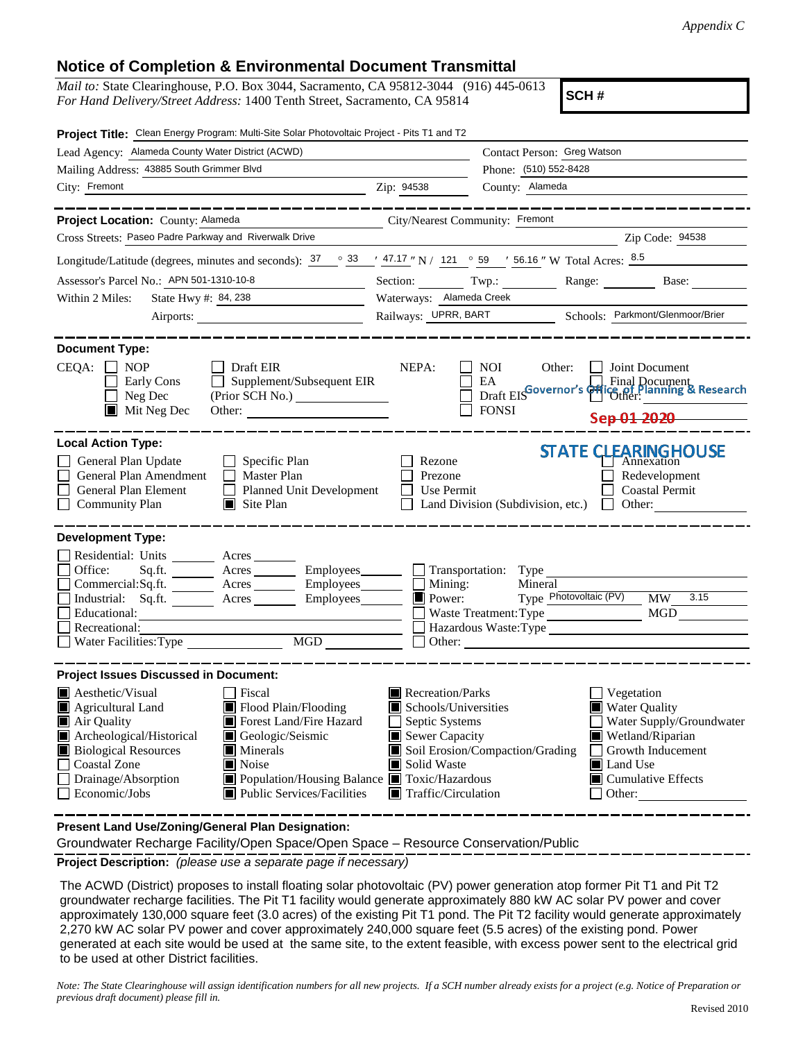*Appendix C*

# Notice of Completion & Environmental Document Transmittal

*Mail to:* State Clearinghouse, P.O. Box 3044, Sacramento, CA 95812-3044 (916) 445-0613
*For Hand Delivery/Street Address:* 1400 Tenth Street, Sacramento, CA 95814

**SCH #**

**Project Title:** Clean Energy Program: Multi-Site Solar Photovoltaic Project - Pits T1 and T2

Lead Agency: Alameda County Water District (ACWD) | Contact Person: Greg Watson
Mailing Address: 43885 South Grimmer Blvd | Phone: (510) 552-8428
City: Fremont | Zip: 94538 | County: Alameda

---

**Project Location:** County: Alameda | City/Nearest Community: Fremont
Cross Streets: Paseo Padre Parkway and Riverwalk Drive | Zip Code: 94538
Longitude/Latitude (degrees, minutes and seconds): 37 ° 33 ′ 47.17 ″ N / 121 ° 59 ′ 56.16 ″ W Total Acres: 8.5
Assessor's Parcel No.: APN 501-1310-10-8 | Section: | Twp.: | Range: | Base:
Within 2 Miles: State Hwy #: 84, 238 | Waterways: Alameda Creek
Airports: | Railways: UPRR, BART | Schools: Parkmont/Glenmoor/Brier

---

**Document Type:**

CEQA:
- ☐ NOP
- ☐ Early Cons
- ☐ Neg Dec
- ■ Mit Neg Dec
- ☐ Draft EIR
- ☐ Supplement/Subsequent EIR (Prior SCH No.)
- Other:

NEPA:
- ☐ NOI
- ☐ EA
- ☐ Draft EIS
- ☐ FONSI

Other:
- ☐ Joint Document
- ☐ Final Document
- ☐ Other:

Governor's Office of Planning & Research
Sep 01 2020
STATE CLEARINGHOUSE

---

**Local Action Type:**

- ☐ General Plan Update
- ☐ General Plan Amendment
- ☐ General Plan Element
- ☐ Community Plan
- ☐ Specific Plan
- ☐ Master Plan
- ☐ Planned Unit Development
- ■ Site Plan
- ☐ Rezone
- ☐ Prezone
- ☐ Use Permit
- ☐ Land Division (Subdivision, etc.)
- ☐ Annexation
- ☐ Redevelopment
- ☐ Coastal Permit
- ☐ Other:

---

**Development Type:**

- ☐ Residential: Units ___ Acres ___
- ☐ Office: Sq.ft. ___ Acres ___ Employees ___
- ☐ Commercial: Sq.ft. ___ Acres ___ Employees ___
- ☐ Industrial: Sq.ft. ___ Acres ___ Employees ___
- ☐ Educational:
- ☐ Recreational:
- ☐ Water Facilities: Type ___ MGD ___
- ☐ Transportation: Type
- ☐ Mining: Mineral
- ■ Power: Type Photovoltaic (PV) MW 3.15
- ☐ Waste Treatment: Type ___ MGD
- ☐ Hazardous Waste: Type
- ☐ Other:

---

**Project Issues Discussed in Document:**

- ■ Aesthetic/Visual
- ■ Agricultural Land
- ■ Air Quality
- ■ Archeological/Historical
- ■ Biological Resources
- ☐ Coastal Zone
- ☐ Drainage/Absorption
- ☐ Economic/Jobs
- ☐ Fiscal
- ■ Flood Plain/Flooding
- ■ Forest Land/Fire Hazard
- ■ Geologic/Seismic
- ■ Minerals
- ■ Noise
- ■ Population/Housing Balance
- ■ Public Services/Facilities
- ■ Recreation/Parks
- ■ Schools/Universities
- ☐ Septic Systems
- ■ Sewer Capacity
- ■ Soil Erosion/Compaction/Grading
- ■ Solid Waste
- ■ Toxic/Hazardous
- ■ Traffic/Circulation
- ☐ Vegetation
- ■ Water Quality
- ☐ Water Supply/Groundwater
- ■ Wetland/Riparian
- ☐ Growth Inducement
- ■ Land Use
- ■ Cumulative Effects
- ☐ Other:

---

**Present Land Use/Zoning/General Plan Designation:**

Groundwater Recharge Facility/Open Space/Open Space – Resource Conservation/Public

**Project Description:** *(please use a separate page if necessary)*

The ACWD (District) proposes to install floating solar photovoltaic (PV) power generation atop former Pit T1 and Pit T2 groundwater recharge facilities. The Pit T1 facility would generate approximately 880 kW AC solar PV power and cover approximately 130,000 square feet (3.0 acres) of the existing Pit T1 pond. The Pit T2 facility would generate approximately 2,270 kW AC solar PV power and cover approximately 240,000 square feet (5.5 acres) of the existing pond. Power generated at each site would be used at the same site, to the extent feasible, with excess power sent to the electrical grid to be used at other District facilities.

*Note: The State Clearinghouse will assign identification numbers for all new projects. If a SCH number already exists for a project (e.g. Notice of Preparation or previous draft document) please fill in.*

Revised 2010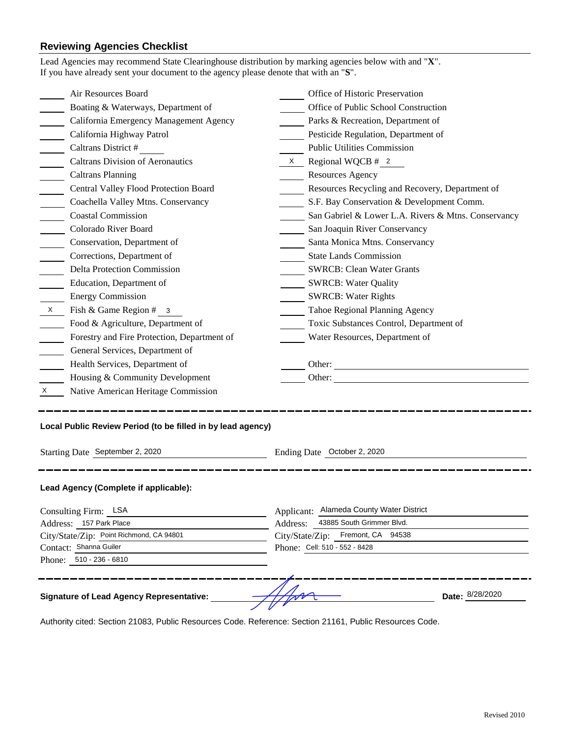## Reviewing Agencies Checklist

Lead Agencies may recommend State Clearinghouse distribution by marking agencies below with and "**X**".
If you have already sent your document to the agency please denote that with an "**S**".

| | | | |
|---|---|---|---|
| ____ | Air Resources Board | ____ | Office of Historic Preservation |
| ____ | Boating & Waterways, Department of | ____ | Office of Public School Construction |
| ____ | California Emergency Management Agency | ____ | Parks & Recreation, Department of |
| ____ | California Highway Patrol | ____ | Pesticide Regulation, Department of |
| ____ | Caltrans District # ____ | ____ | Public Utilities Commission |
| ____ | Caltrans Division of Aeronautics | X | Regional WQCB # 2 |
| ____ | Caltrans Planning | ____ | Resources Agency |
| ____ | Central Valley Flood Protection Board | ____ | Resources Recycling and Recovery, Department of |
| ____ | Coachella Valley Mtns. Conservancy | ____ | S.F. Bay Conservation & Development Comm. |
| ____ | Coastal Commission | ____ | San Gabriel & Lower L.A. Rivers & Mtns. Conservancy |
| ____ | Colorado River Board | ____ | San Joaquin River Conservancy |
| ____ | Conservation, Department of | ____ | Santa Monica Mtns. Conservancy |
| ____ | Corrections, Department of | ____ | State Lands Commission |
| ____ | Delta Protection Commission | ____ | SWRCB: Clean Water Grants |
| ____ | Education, Department of | ____ | SWRCB: Water Quality |
| ____ | Energy Commission | ____ | SWRCB: Water Rights |
| X | Fish & Game Region # 3 | ____ | Tahoe Regional Planning Agency |
| ____ | Food & Agriculture, Department of | ____ | Toxic Substances Control, Department of |
| ____ | Forestry and Fire Protection, Department of | ____ | Water Resources, Department of |
| ____ | General Services, Department of | | |
| ____ | Health Services, Department of | ____ | Other: ____________ |
| ____ | Housing & Community Development | ____ | Other: ____________ |
| X | Native American Heritage Commission | | |

---

**Local Public Review Period (to be filled in by lead agency)**

Starting Date September 2, 2020 Ending Date October 2, 2020

---

**Lead Agency (Complete if applicable):**

| | |
|---|---|
| Consulting Firm: LSA | Applicant: Alameda County Water District |
| Address: 157 Park Place | Address: 43885 South Grimmer Blvd. |
| City/State/Zip: Point Richmond, CA 94801 | City/State/Zip: Fremont, CA 94538 |
| Contact: Shanna Guiler | Phone: Cell: 510 - 552 - 8428 |
| Phone: 510 - 236 - 6810 | |

---

**Signature of Lead Agency Representative:** [signature] **Date:** 8/28/2020

Authority cited: Section 21083, Public Resources Code. Reference: Section 21161, Public Resources Code.

Revised 2010